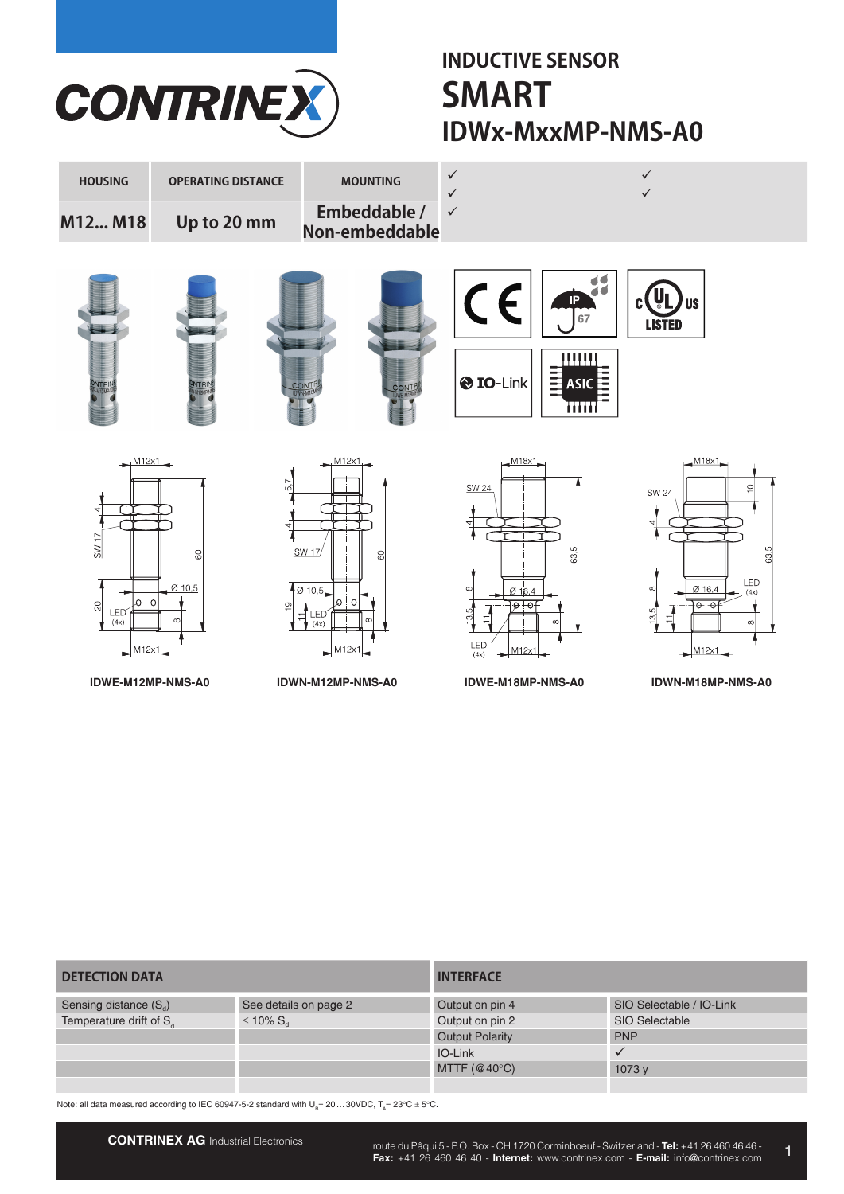# INDUCTIVE SENSOR
# SMART
## IDWx-MxxMP-NMS-A0

| HOUSING | OPERATING DISTANCE | MOUNTING |
|---|---|---|
| M12... M18 | Up to 20 mm | Embeddable / Non-embeddable |

✓
✓
✓

✓
✓

IDWE-M12MP-NMS-A0

IDWN-M12MP-NMS-A0

IDWE-M18MP-NMS-A0

IDWN-M18MP-NMS-A0

| DETECTION DATA | |
|---|---|
| Sensing distance ($S_d$) | See details on page 2 |
| Temperature drift of $S_d$ | ≤ 10% $S_d$ |

| INTERFACE | |
|---|---|
| Output on pin 4 | SIO Selectable / IO-Link |
| Output on pin 2 | SIO Selectable |
| Output Polarity | PNP |
| IO-Link | ✓ |
| MTTF (@40°C) | 1073 y |

Note: all data measured according to IEC 60947-5-2 standard with $U_B$= 20…30VDC, $T_A$= 23°C ± 5°C.

**CONTRINEX AG** Industrial Electronics

route du Pâqui 5 - P.O. Box - CH 1720 Corminboeuf - Switzerland - **Tel:** +41 26 460 46 46 - **Fax:** +41 26 460 46 40 - **Internet:** www.contrinex.com - **E-mail:** info@contrinex.com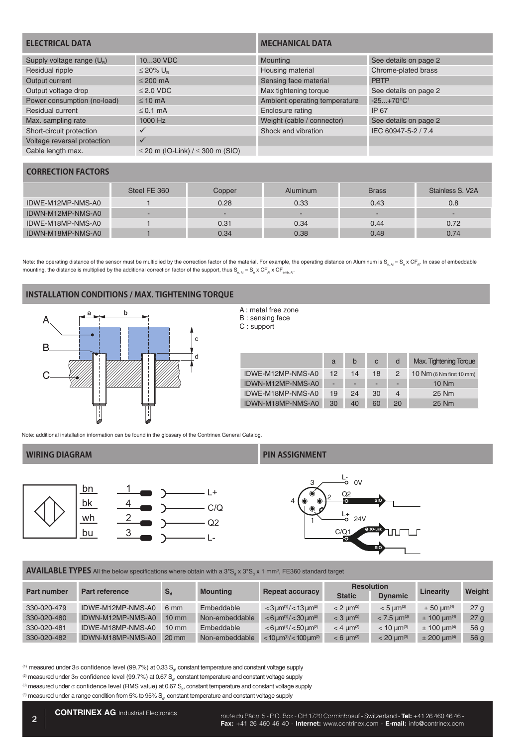## ELECTRICAL DATA

| ELECTRICAL DATA | |
|---|---|
| Supply voltage range ($U_B$) | 10...30 VDC |
| Residual ripple | ≤ 20% $U_B$ |
| Output current | ≤ 200 mA |
| Output voltage drop | ≤ 2.0 VDC |
| Power consumption (no-load) | ≤ 10 mA |
| Residual current | ≤ 0.1 mA |
| Max. sampling rate | 1000 Hz |
| Short-circuit protection | ✓ |
| Voltage reversal protection | ✓ |
| Cable length max. | ≤ 20 m (IO-Link) / ≤ 300 m (SIO) |

## MECHANICAL DATA

| MECHANICAL DATA | |
|---|---|
| Mounting | See details on page 2 |
| Housing material | Chrome-plated brass |
| Sensing face material | PBTP |
| Max tightening torque | See details on page 2 |
| Ambient operating temperature | -25...+70°C[1] |
| Enclosure rating | IP 67 |
| Weight (cable / connector) | See details on page 2 |
| Shock and vibration | IEC 60947-5-2 / 7.4 |

## CORRECTION FACTORS

| | Steel FE 360 | Copper | Aluminum | Brass | Stainless S. V2A |
|---|---|---|---|---|---|
| IDWE-M12MP-NMS-A0 | 1 | 0.28 | 0.33 | 0.43 | 0.8 |
| IDWN-M12MP-NMS-A0 | - | - | - | - | - |
| IDWE-M18MP-NMS-A0 | 1 | 0.31 | 0.34 | 0.44 | 0.72 |
| IDWN-M18MP-NMS-A0 | 1 | 0.34 | 0.38 | 0.48 | 0.74 |

Note: the operating distance of the sensor must be multiplied by the correction factor of the material. For example, the operating distance on Aluminum is $S_{n,Al} = S_n \times CF_{Al}$. In case of embeddable mounting, the distance is multiplied by the additional correction factor of the support, thus $S_{n,Al} = S_n \times CF_{Al} \times CF_{emb,Al}$.

## INSTALLATION CONDITIONS / MAX. TIGHTENING TORQUE

A : metal free zone
B : sensing face
C : support

| | a | b | c | d | Max. Tightening Torque |
|---|---|---|---|---|---|
| IDWE-M12MP-NMS-A0 | 12 | 14 | 18 | 2 | 10 Nm (6 Nm first 10 mm) |
| IDWN-M12MP-NMS-A0 | - | - | - | - | 10 Nm |
| IDWE-M18MP-NMS-A0 | 19 | 24 | 30 | 4 | 25 Nm |
| IDWN-M18MP-NMS-A0 | 30 | 40 | 60 | 20 | 25 Nm |

Note: additional installation information can be found in the glossary of the Contrinex General Catalog.

## WIRING DIAGRAM

| Wire | Pin | Signal |
|---|---|---|
| bn | 1 | L+ |
| bk | 4 | C/Q |
| wh | 2 | Q2 |
| bu | 3 | L- |

## PIN ASSIGNMENT

3: L- 0V
2: Q2 (SIO)
1: L+ 24V
4: C/Q1 (IO-Link / SIO)

## AVAILABLE TYPES

All the below specifications where obtain with a $3{*}S_d \times 3{*}S_d \times 1$ mm³, FE360 standard target

| Part number | Part reference | $S_d$ | Mounting | Repeat accuracy | Resolution Static | Resolution Dynamic | Linearity | Weight |
|---|---|---|---|---|---|---|---|---|
| 330-020-479 | IDWE-M12MP-NMS-A0 | 6 mm | Embeddable | < 3 µm[1] / < 13 µm[2] | < 2 µm[3] | < 5 µm[3] | ± 50 µm[4] | 27 g |
| 330-020-480 | IDWN-M12MP-NMS-A0 | 10 mm | Non-embeddable | < 6 µm[1] / < 30 µm[2] | < 3 µm[3] | < 7.5 µm[3] | ± 100 µm[4] | 27 g |
| 330-020-481 | IDWE-M18MP-NMS-A0 | 10 mm | Embeddable | < 6 µm[1] / < 50 µm[2] | < 4 µm[3] | < 10 µm[3] | ± 100 µm[4] | 56 g |
| 330-020-482 | IDWN-M18MP-NMS-A0 | 20 mm | Non-embeddable | < 10 µm[1] / < 100 µm[2] | < 6 µm[3] | < 20 µm[3] | ± 200 µm[4] | 56 g |

[1] measured under 3σ confidence level (99.7%) at 0.33 $S_d$, constant temperature and constant voltage supply
[2] measured under 3σ confidence level (99.7%) at 0.67 $S_d$, constant temperature and constant voltage supply
[3] measured under σ confidence level (RMS value) at 0.67 $S_d$, constant temperature and constant voltage supply
[4] measured under a range condition from 5% to 95% $S_d$, constant temperature and constant voltage supply

**CONTRINEX AG** Industrial Electronics
route du Pâqui 5 - P.O. Box - CH 1720 Corminboeuf - Switzerland - **Tel:** +41 26 460 46 46 - **Fax:** +41 26 460 46 40 - **Internet:** www.contrinex.com - **E-mail:** info@contrinex.com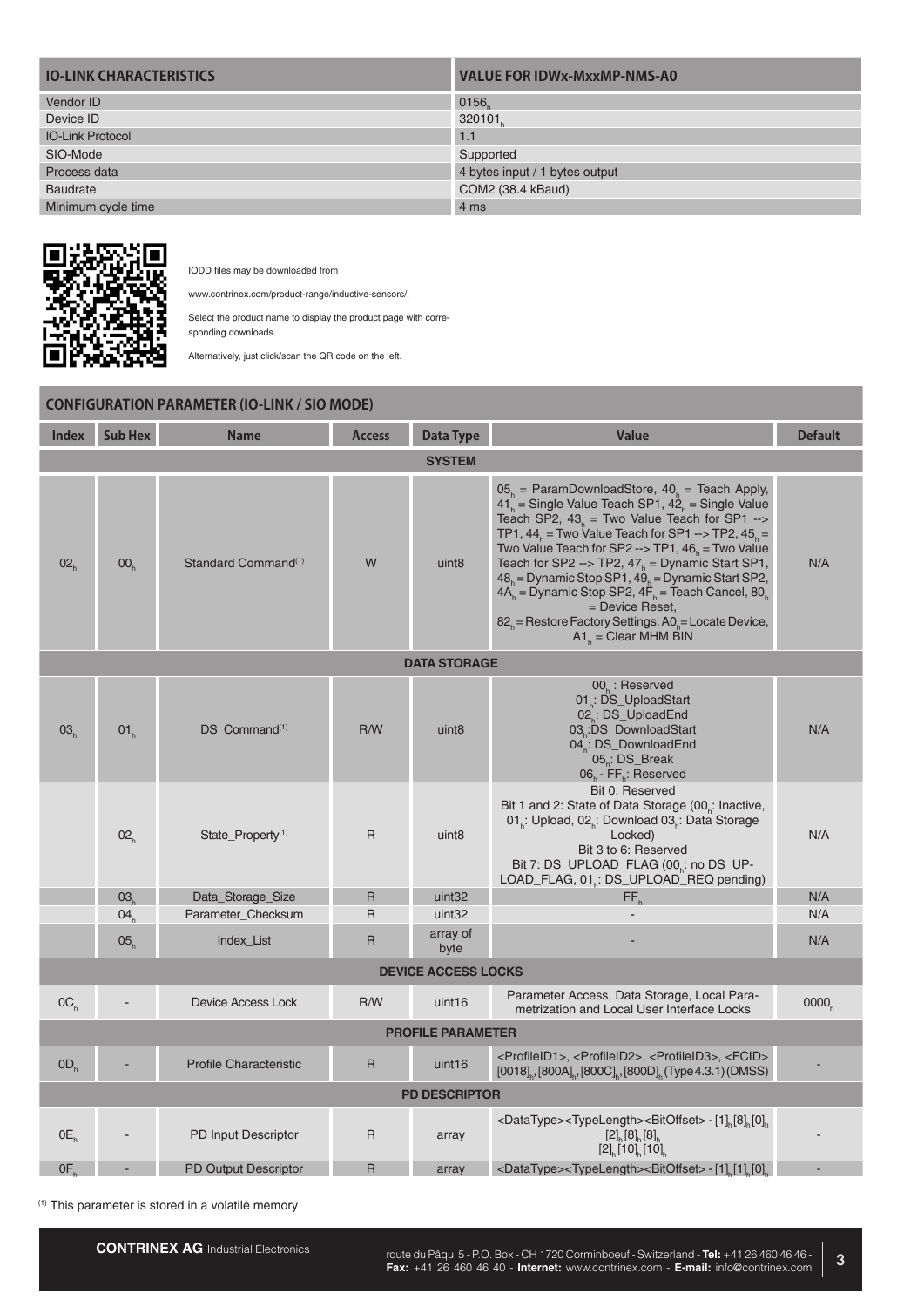| IO-LINK CHARACTERISTICS | VALUE FOR IDWx-MxxMP-NMS-A0 |
|---|---|
| Vendor ID | $0156_h$ |
| Device ID | $320101_h$ |
| IO-Link Protocol | 1.1 |
| SIO-Mode | Supported |
| Process data | 4 bytes input / 1 bytes output |
| Baudrate | COM2 (38.4 kBaud) |
| Minimum cycle time | 4 ms |

IODD files may be downloaded from

www.contrinex.com/product-range/inductive-sensors/.

Select the product name to display the product page with corresponding downloads.

Alternatively, just click/scan the QR code on the left.

## CONFIGURATION PARAMETER (IO-LINK / SIO MODE)

| Index | Sub Hex | Name | Access | Data Type | Value | Default |
|---|---|---|---|---|---|---|
| | | | | **SYSTEM** | | |
| $02_h$ | $00_h$ | Standard Command[1] | W | uint8 | $05_h$ = ParamDownloadStore, $40_h$ = Teach Apply, $41_h$ = Single Value Teach SP1, $42_h$ = Single Value Teach SP2, $43_h$ = Two Value Teach for SP1 --> TP1, $44_h$ = Two Value Teach for SP1 --> TP2, $45_h$ = Two Value Teach for SP2 --> TP1, $46_h$ = Two Value Teach for SP2 --> TP2, $47_h$ = Dynamic Start SP1, $48_h$ = Dynamic Stop SP1, $49_h$ = Dynamic Start SP2, $4A_h$ = Dynamic Stop SP2, $4F_h$ = Teach Cancel, $80_h$ = Device Reset, $82_h$ = Restore Factory Settings, $A0_h$ = Locate Device, $A1_h$ = Clear MHM BIN | N/A |
| | | | | **DATA STORAGE** | | |
| $03_h$ | $01_h$ | DS_Command[1] | R/W | uint8 | $00_h$ : Reserved<br>$01_h$: DS_UploadStart<br>$02_h$: DS_UploadEnd<br>$03_h$:DS_DownloadStart<br>$04_h$: DS_DownloadEnd<br>$05_h$: DS_Break<br>$06_h$ - $FF_h$: Reserved | N/A |
| | $02_h$ | State_Property[1] | R | uint8 | Bit 0: Reserved<br>Bit 1 and 2: State of Data Storage ($00_h$: Inactive, $01_h$: Upload, $02_h$: Download $03_h$: Data Storage Locked)<br>Bit 3 to 6: Reserved<br>Bit 7: DS_UPLOAD_FLAG ($00_h$: no DS_UPLOAD_FLAG, $01_h$: DS_UPLOAD_REQ pending) | N/A |
| | $03_h$ | Data_Storage_Size | R | uint32 | $FF_h$ | N/A |
| | $04_h$ | Parameter_Checksum | R | uint32 | - | N/A |
| | $05_h$ | Index_List | R | array of byte | - | N/A |
| | | | | **DEVICE ACCESS LOCKS** | | |
| $0C_h$ | - | Device Access Lock | R/W | uint16 | Parameter Access, Data Storage, Local Parametrization and Local User Interface Locks | $0000_h$ |
| | | | | **PROFILE PARAMETER** | | |
| $0D_h$ | - | Profile Characteristic | R | uint16 | <ProfileID1>, <ProfileID2>, <ProfileID3>, <FCID> $[0018]_h$, $[800A]_h$, $[800C]_h$, $[800D]_h$ (Type 4.3.1) (DMSS) | - |
| | | | | **PD DESCRIPTOR** | | |
| $0E_h$ | - | PD Input Descriptor | R | array | <DataType><TypeLength><BitOffset> - $[1]_h$ $[8]_h$ $[0]_h$ $[2]_h$ $[8]_h$ $[8]_h$ $[2]_h$ $[10]_h$ $[10]_h$ | - |
| $0F_h$ | - | PD Output Descriptor | R | array | <DataType><TypeLength><BitOffset> - $[1]_h$ $[1]_h$ $[0]_h$ | - |

[1] This parameter is stored in a volatile memory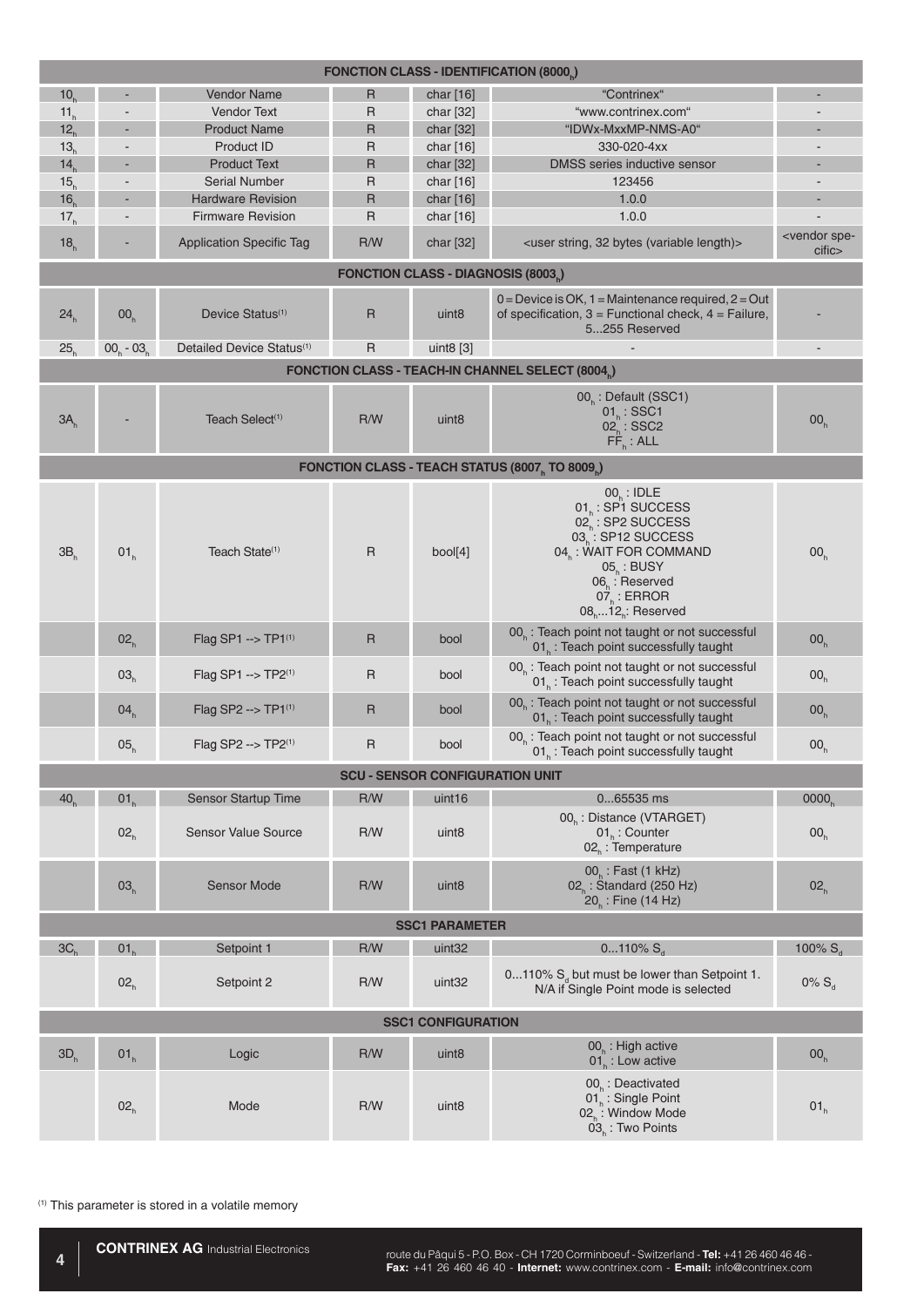| | | | | | | |
|---|---|---|---|---|---|---|
| **FONCTION CLASS - IDENTIFICATION ($8000_h$)** | | | | | | |
| $10_h$ | - | Vendor Name | R | char [16] | "Contrinex" | - |
| $11_h$ | - | Vendor Text | R | char [32] | "www.contrinex.com" | - |
| $12_h$ | - | Product Name | R | char [32] | "IDWx-MxxMP-NMS-A0" | - |
| $13_h$ | - | Product ID | R | char [16] | 330-020-4xx | - |
| $14_h$ | - | Product Text | R | char [32] | DMSS series inductive sensor | - |
| $15_h$ | - | Serial Number | R | char [16] | 123456 | - |
| $16_h$ | - | Hardware Revision | R | char [16] | 1.0.0 | - |
| $17_h$ | - | Firmware Revision | R | char [16] | 1.0.0 | - |
| $18_h$ | - | Application Specific Tag | R/W | char [32] | <user string, 32 bytes (variable length)> | <vendor specific> |
| **FONCTION CLASS - DIAGNOSIS ($8003_h$)** | | | | | | |
| $24_h$ | $00_h$ | Device Status[1] | R | uint8 | 0 = Device is OK, 1 = Maintenance required, 2 = Out of specification, 3 = Functional check, 4 = Failure, 5...255 Reserved | - |
| $25_h$ | $00_h$ - $03_h$ | Detailed Device Status[1] | R | uint8 [3] | - | - |
| **FONCTION CLASS - TEACH-IN CHANNEL SELECT ($8004_h$)** | | | | | | |
| $3A_h$ | - | Teach Select[1] | R/W | uint8 | $00_h$ : Default (SSC1)<br>$01_h$ : SSC1<br>$02_h$ : SSC2<br>$FF_h$ : ALL | $00_h$ |
| **FONCTION CLASS - TEACH STATUS ($8007_h$ TO $8009_h$)** | | | | | | |
| $3B_h$ | $01_h$ | Teach State[1] | R | bool[4] | $00_h$ : IDLE<br>$01_h$ : SP1 SUCCESS<br>$02_h$ : SP2 SUCCESS<br>$03_h$ : SP12 SUCCESS<br>$04_h$ : WAIT FOR COMMAND<br>$05_h$ : BUSY<br>$06_h$ : Reserved<br>$07_h$ : ERROR<br>$08_h$...$12_h$: Reserved | $00_h$ |
| | $02_h$ | Flag SP1 --> TP1[1] | R | bool | $00_h$ : Teach point not taught or not successful<br>$01_h$ : Teach point successfully taught | $00_h$ |
| | $03_h$ | Flag SP1 --> TP2[1] | R | bool | $00_h$ : Teach point not taught or not successful<br>$01_h$ : Teach point successfully taught | $00_h$ |
| | $04_h$ | Flag SP2 --> TP1[1] | R | bool | $00_h$ : Teach point not taught or not successful<br>$01_h$ : Teach point successfully taught | $00_h$ |
| | $05_h$ | Flag SP2 --> TP2[1] | R | bool | $00_h$ : Teach point not taught or not successful<br>$01_h$ : Teach point successfully taught | $00_h$ |
| **SCU - SENSOR CONFIGURATION UNIT** | | | | | | |
| $40_h$ | $01_h$ | Sensor Startup Time | R/W | uint16 | 0...65535 ms | $0000_h$ |
| | $02_h$ | Sensor Value Source | R/W | uint8 | $00_h$ : Distance (VTARGET)<br>$01_h$ : Counter<br>$02_h$ : Temperature | $00_h$ |
| | $03_h$ | Sensor Mode | R/W | uint8 | $00_h$ : Fast (1 kHz)<br>$02_h$ : Standard (250 Hz)<br>$20_h$ : Fine (14 Hz) | $02_h$ |
| **SSC1 PARAMETER** | | | | | | |
| $3C_h$ | $01_h$ | Setpoint 1 | R/W | uint32 | 0...110% $S_d$ | 100% $S_d$ |
| | $02_h$ | Setpoint 2 | R/W | uint32 | 0...110% $S_d$ but must be lower than Setpoint 1. N/A if Single Point mode is selected | 0% $S_d$ |
| **SSC1 CONFIGURATION** | | | | | | |
| $3D_h$ | $01_h$ | Logic | R/W | uint8 | $00_h$ : High active<br>$01_h$ : Low active | $00_h$ |
| | $02_h$ | Mode | R/W | uint8 | $00_h$ : Deactivated<br>$01_h$ : Single Point<br>$02_h$ : Window Mode<br>$03_h$ : Two Points | $01_h$ |

[1] This parameter is stored in a volatile memory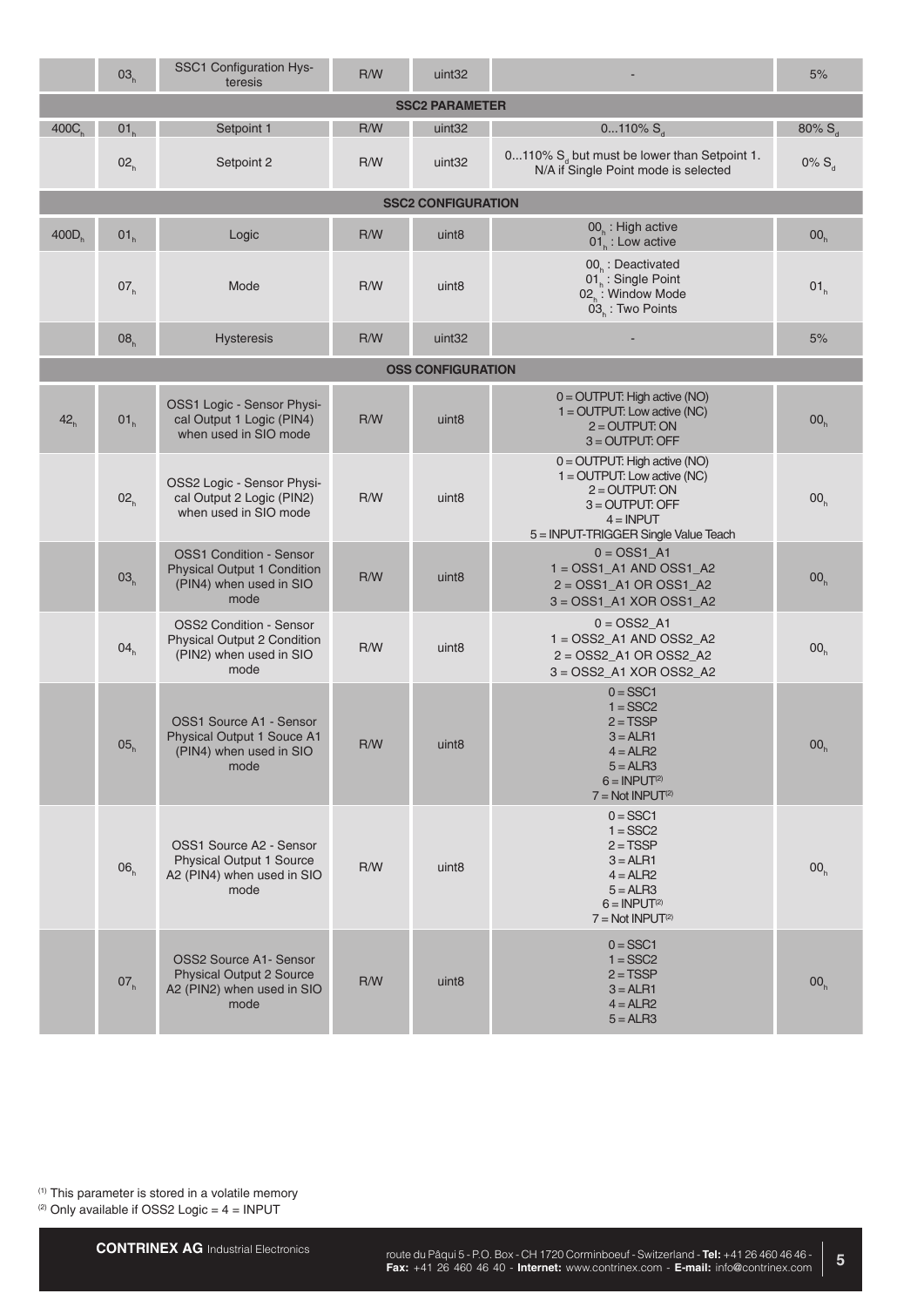| | | | | | | |
|---|---|---|---|---|---|---|
| | $03_h$ | SSC1 Configuration Hysteresis | R/W | uint32 | - | 5% |
| **SSC2 PARAMETER** | | | | | | |
| $400C_h$ | $01_h$ | Setpoint 1 | R/W | uint32 | 0...110% $S_d$ | 80% $S_d$ |
| | $02_h$ | Setpoint 2 | R/W | uint32 | 0...110% $S_d$ but must be lower than Setpoint 1. N/A if Single Point mode is selected | 0% $S_d$ |
| **SSC2 CONFIGURATION** | | | | | | |
| $400D_h$ | $01_h$ | Logic | R/W | uint8 | $00_h$ : High active<br>$01_h$ : Low active | $00_h$ |
| | $07_h$ | Mode | R/W | uint8 | $00_h$ : Deactivated<br>$01_h$ : Single Point<br>$02_h$ : Window Mode<br>$03_h$ : Two Points | $01_h$ |
| | $08_h$ | Hysteresis | R/W | uint32 | - | 5% |
| **OSS CONFIGURATION** | | | | | | |
| $42_h$ | $01_h$ | OSS1 Logic - Sensor Physical Output 1 Logic (PIN4) when used in SIO mode | R/W | uint8 | 0 = OUTPUT: High active (NO)<br>1 = OUTPUT: Low active (NC)<br>2 = OUTPUT: ON<br>3 = OUTPUT: OFF | $00_h$ |
| | $02_h$ | OSS2 Logic - Sensor Physical Output 2 Logic (PIN2) when used in SIO mode | R/W | uint8 | 0 = OUTPUT: High active (NO)<br>1 = OUTPUT: Low active (NC)<br>2 = OUTPUT: ON<br>3 = OUTPUT: OFF<br>4 = INPUT<br>5 = INPUT-TRIGGER Single Value Teach | $00_h$ |
| | $03_h$ | OSS1 Condition - Sensor Physical Output 1 Condition (PIN4) when used in SIO mode | R/W | uint8 | 0 = OSS1_A1<br>1 = OSS1_A1 AND OSS1_A2<br>2 = OSS1_A1 OR OSS1_A2<br>3 = OSS1_A1 XOR OSS1_A2 | $00_h$ |
| | $04_h$ | OSS2 Condition - Sensor Physical Output 2 Condition (PIN2) when used in SIO mode | R/W | uint8 | 0 = OSS2_A1<br>1 = OSS2_A1 AND OSS2_A2<br>2 = OSS2_A1 OR OSS2_A2<br>3 = OSS2_A1 XOR OSS2_A2 | $00_h$ |
| | $05_h$ | OSS1 Source A1 - Sensor Physical Output 1 Souce A1 (PIN4) when used in SIO mode | R/W | uint8 | 0 = SSC1<br>1 = SSC2<br>2 = TSSP<br>3 = ALR1<br>4 = ALR2<br>5 = ALR3<br>6 = INPUT[2]<br>7 = Not INPUT[2] | $00_h$ |
| | $06_h$ | OSS1 Source A2 - Sensor Physical Output 1 Source A2 (PIN4) when used in SIO mode | R/W | uint8 | 0 = SSC1<br>1 = SSC2<br>2 = TSSP<br>3 = ALR1<br>4 = ALR2<br>5 = ALR3<br>6 = INPUT[2]<br>7 = Not INPUT[2] | $00_h$ |
| | $07_h$ | OSS2 Source A1- Sensor Physical Output 2 Source A2 (PIN2) when used in SIO mode | R/W | uint8 | 0 = SSC1<br>1 = SSC2<br>2 = TSSP<br>3 = ALR1<br>4 = ALR2<br>5 = ALR3 | $00_h$ |

[1] This parameter is stored in a volatile memory
[2] Only available if OSS2 Logic = 4 = INPUT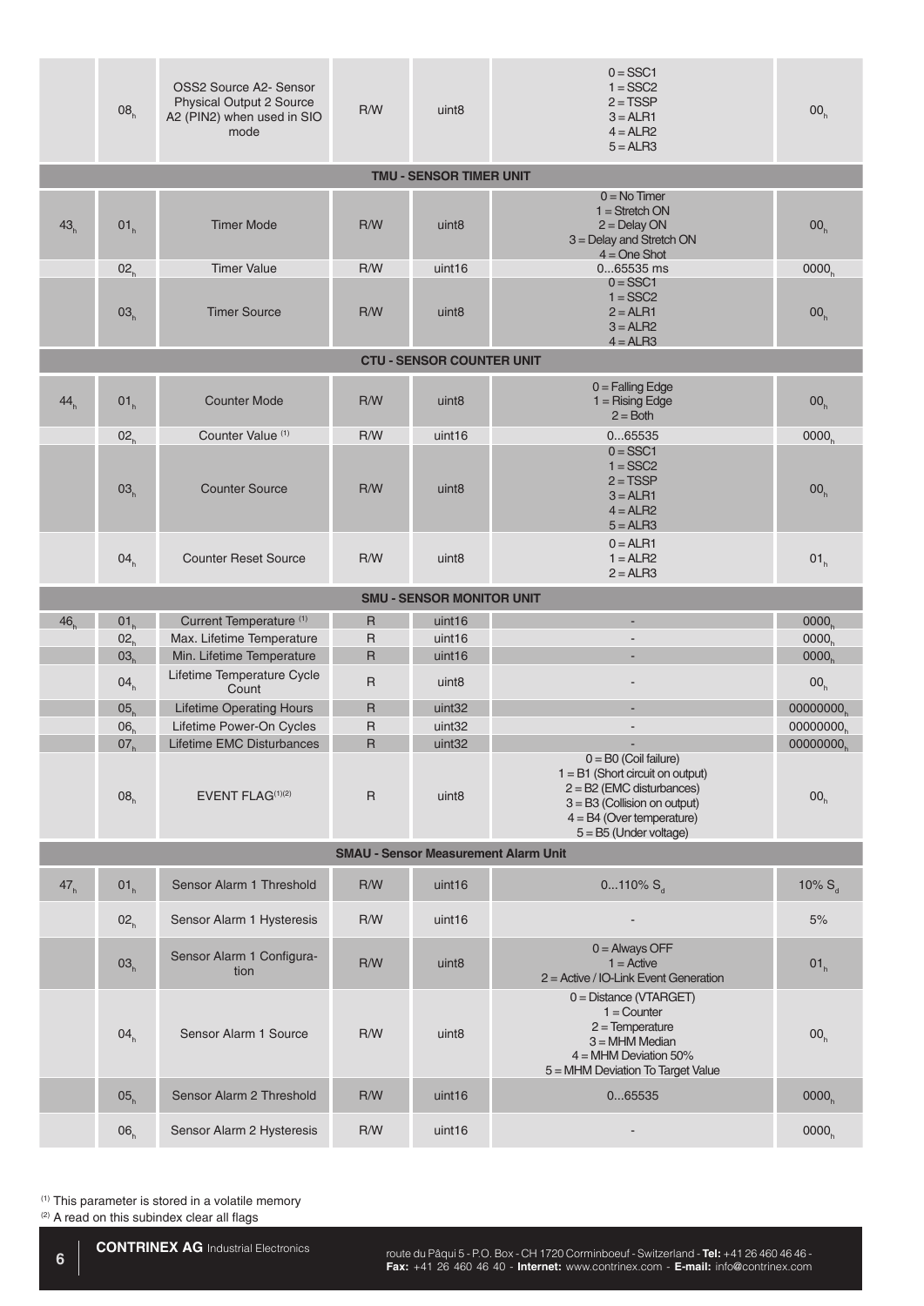| | | | | | | |
|---|---|---|---|---|---|---|
| | $08_h$ | OSS2 Source A2- Sensor Physical Output 2 Source A2 (PIN2) when used in SIO mode | R/W | uint8 | 0 = SSC1<br>1 = SSC2<br>2 = TSSP<br>3 = ALR1<br>4 = ALR2<br>5 = ALR3 | $00_h$ |
| **TMU - SENSOR TIMER UNIT** | | | | | | |
| $43_h$ | $01_h$ | Timer Mode | R/W | uint8 | 0 = No Timer<br>1 = Stretch ON<br>2 = Delay ON<br>3 = Delay and Stretch ON<br>4 = One Shot | $00_h$ |
| | $02_h$ | Timer Value | R/W | uint16 | 0...65535 ms | $0000_h$ |
| | $03_h$ | Timer Source | R/W | uint8 | 0 = SSC1<br>1 = SSC2<br>2 = ALR1<br>3 = ALR2<br>4 = ALR3 | $00_h$ |
| **CTU - SENSOR COUNTER UNIT** | | | | | | |
| $44_h$ | $01_h$ | Counter Mode | R/W | uint8 | 0 = Falling Edge<br>1 = Rising Edge<br>2 = Both | $00_h$ |
| | $02_h$ | Counter Value (1) | R/W | uint16 | 0...65535 | $0000_h$ |
| | $03_h$ | Counter Source | R/W | uint8 | 0 = SSC1<br>1 = SSC2<br>2 = TSSP<br>3 = ALR1<br>4 = ALR2<br>5 = ALR3 | $00_h$ |
| | $04_h$ | Counter Reset Source | R/W | uint8 | 0 = ALR1<br>1 = ALR2<br>2 = ALR3 | $01_h$ |
| **SMU - SENSOR MONITOR UNIT** | | | | | | |
| $46_h$ | $01_h$ | Current Temperature (1) | R | uint16 | - | $0000_h$ |
| | $02_h$ | Max. Lifetime Temperature | R | uint16 | - | $0000_h$ |
| | $03_h$ | Min. Lifetime Temperature | R | uint16 | - | $0000_h$ |
| | $04_h$ | Lifetime Temperature Cycle Count | R | uint8 | - | $00_h$ |
| | $05_h$ | Lifetime Operating Hours | R | uint32 | - | $00000000_h$ |
| | $06_h$ | Lifetime Power-On Cycles | R | uint32 | - | $00000000_h$ |
| | $07_h$ | Lifetime EMC Disturbances | R | uint32 | - | $00000000_h$ |
| | $08_h$ | EVENT FLAG(1)(2) | R | uint8 | 0 = B0 (Coil failure)<br>1 = B1 (Short circuit on output)<br>2 = B2 (EMC disturbances)<br>3 = B3 (Collision on output)<br>4 = B4 (Over temperature)<br>5 = B5 (Under voltage) | $00_h$ |
| **SMAU - Sensor Measurement Alarm Unit** | | | | | | |
| $47_h$ | $01_h$ | Sensor Alarm 1 Threshold | R/W | uint16 | 0...110% $S_d$ | 10% $S_d$ |
| | $02_h$ | Sensor Alarm 1 Hysteresis | R/W | uint16 | - | 5% |
| | $03_h$ | Sensor Alarm 1 Configuration | R/W | uint8 | 0 = Always OFF<br>1 = Active<br>2 = Active / IO-Link Event Generation | $01_h$ |
| | $04_h$ | Sensor Alarm 1 Source | R/W | uint8 | 0 = Distance (VTARGET)<br>1 = Counter<br>2 = Temperature<br>3 = MHM Median<br>4 = MHM Deviation 50%<br>5 = MHM Deviation To Target Value | $00_h$ |
| | $05_h$ | Sensor Alarm 2 Threshold | R/W | uint16 | 0...65535 | $0000_h$ |
| | $06_h$ | Sensor Alarm 2 Hysteresis | R/W | uint16 | - | $0000_h$ |

(1) This parameter is stored in a volatile memory
(2) A read on this subindex clear all flags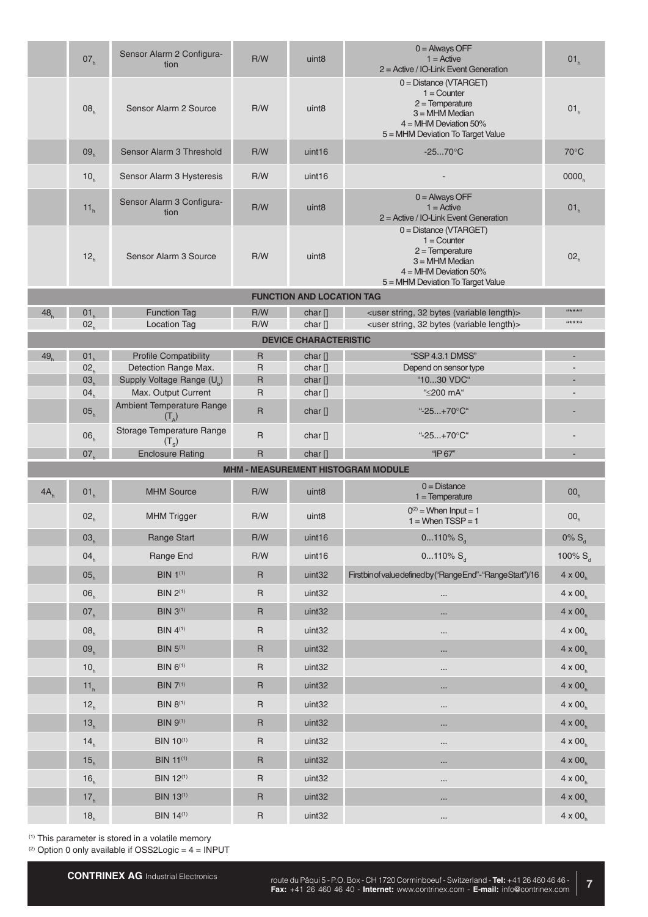| | | | | | | |
|---|---|---|---|---|---|---|
| | $07_h$ | Sensor Alarm 2 Configuration | R/W | uint8 | 0 = Always OFF<br>1 = Active<br>2 = Active / IO-Link Event Generation | $01_h$ |
| | $08_h$ | Sensor Alarm 2 Source | R/W | uint8 | 0 = Distance (VTARGET)<br>1 = Counter<br>2 = Temperature<br>3 = MHM Median<br>4 = MHM Deviation 50%<br>5 = MHM Deviation To Target Value | $01_h$ |
| | $09_h$ | Sensor Alarm 3 Threshold | R/W | uint16 | -25...70°C | 70°C |
| | $10_h$ | Sensor Alarm 3 Hysteresis | R/W | uint16 | - | $0000_h$ |
| | $11_h$ | Sensor Alarm 3 Configuration | R/W | uint8 | 0 = Always OFF<br>1 = Active<br>2 = Active / IO-Link Event Generation | $01_h$ |
| | $12_h$ | Sensor Alarm 3 Source | R/W | uint8 | 0 = Distance (VTARGET)<br>1 = Counter<br>2 = Temperature<br>3 = MHM Median<br>4 = MHM Deviation 50%<br>5 = MHM Deviation To Target Value | $02_h$ |
| **FUNCTION AND LOCATION TAG** | | | | | | |
| $48_h$ | $01_h$ | Function Tag | R/W | char [] | <user string, 32 bytes (variable length)> | "***" |
| | $02_h$ | Location Tag | R/W | char [] | <user string, 32 bytes (variable length)> | "***" |
| **DEVICE CHARACTERISTIC** | | | | | | |
| $49_h$ | $01_h$ | Profile Compatibility | R | char [] | "SSP 4.3.1 DMSS" | - |
| | $02_h$ | Detection Range Max. | R | char [] | Depend on sensor type | - |
| | $03_h$ | Supply Voltage Range ($U_b$) | R | char [] | "10...30 VDC" | - |
| | $04_h$ | Max. Output Current | R | char [] | "≤200 mA" | - |
| | $05_h$ | Ambient Temperature Range ($T_A$) | R | char [] | "-25...+70°C" | - |
| | $06_h$ | Storage Temperature Range ($T_S$) | R | char [] | "-25...+70°C" | - |
| | $07_h$ | Enclosure Rating | R | char [] | "IP 67" | - |
| **MHM - MEASUREMENT HISTOGRAM MODULE** | | | | | | |
| $4A_h$ | $01_h$ | MHM Source | R/W | uint8 | 0 = Distance<br>1 = Temperature | $00_h$ |
| | $02_h$ | MHM Trigger | R/W | uint8 | 0[2] = When Input = 1<br>1 = When TSSP = 1 | $00_h$ |
| | $03_h$ | Range Start | R/W | uint16 | 0...110% $S_d$ | 0% $S_d$ |
| | $04_h$ | Range End | R/W | uint16 | 0...110% $S_d$ | 100% $S_d$ |
| | $05_h$ | BIN 1[1] | R | uint32 | First bin of value defined by ("Range End"-"Range Start")/16 | 4 x $00_h$ |
| | $06_h$ | BIN 2[1] | R | uint32 | ... | 4 x $00_h$ |
| | $07_h$ | BIN 3[1] | R | uint32 | ... | 4 x $00_h$ |
| | $08_h$ | BIN 4[1] | R | uint32 | ... | 4 x $00_h$ |
| | $09_h$ | BIN 5[1] | R | uint32 | ... | 4 x $00_h$ |
| | $10_h$ | BIN 6[1] | R | uint32 | ... | 4 x $00_h$ |
| | $11_h$ | BIN 7[1] | R | uint32 | ... | 4 x $00_h$ |
| | $12_h$ | BIN 8[1] | R | uint32 | ... | 4 x $00_h$ |
| | $13_h$ | BIN 9[1] | R | uint32 | ... | 4 x $00_h$ |
| | $14_h$ | BIN 10[1] | R | uint32 | ... | 4 x $00_h$ |
| | $15_h$ | BIN 11[1] | R | uint32 | ... | 4 x $00_h$ |
| | $16_h$ | BIN 12[1] | R | uint32 | ... | 4 x $00_h$ |
| | $17_h$ | BIN 13[1] | R | uint32 | ... | 4 x $00_h$ |
| | $18_h$ | BIN 14[1] | R | uint32 | ... | 4 x $00_h$ |

[1] This parameter is stored in a volatile memory
[2] Option 0 only available if OSS2Logic = 4 = INPUT

**CONTRINEX AG** Industrial Electronics

route du Pâqui 5 - P.O. Box - CH 1720 Corminboeuf - Switzerland - **Tel:** +41 26 460 46 46 - **Fax:** +41 26 460 46 40 - **Internet:** www.contrinex.com - **E-mail:** info@contrinex.com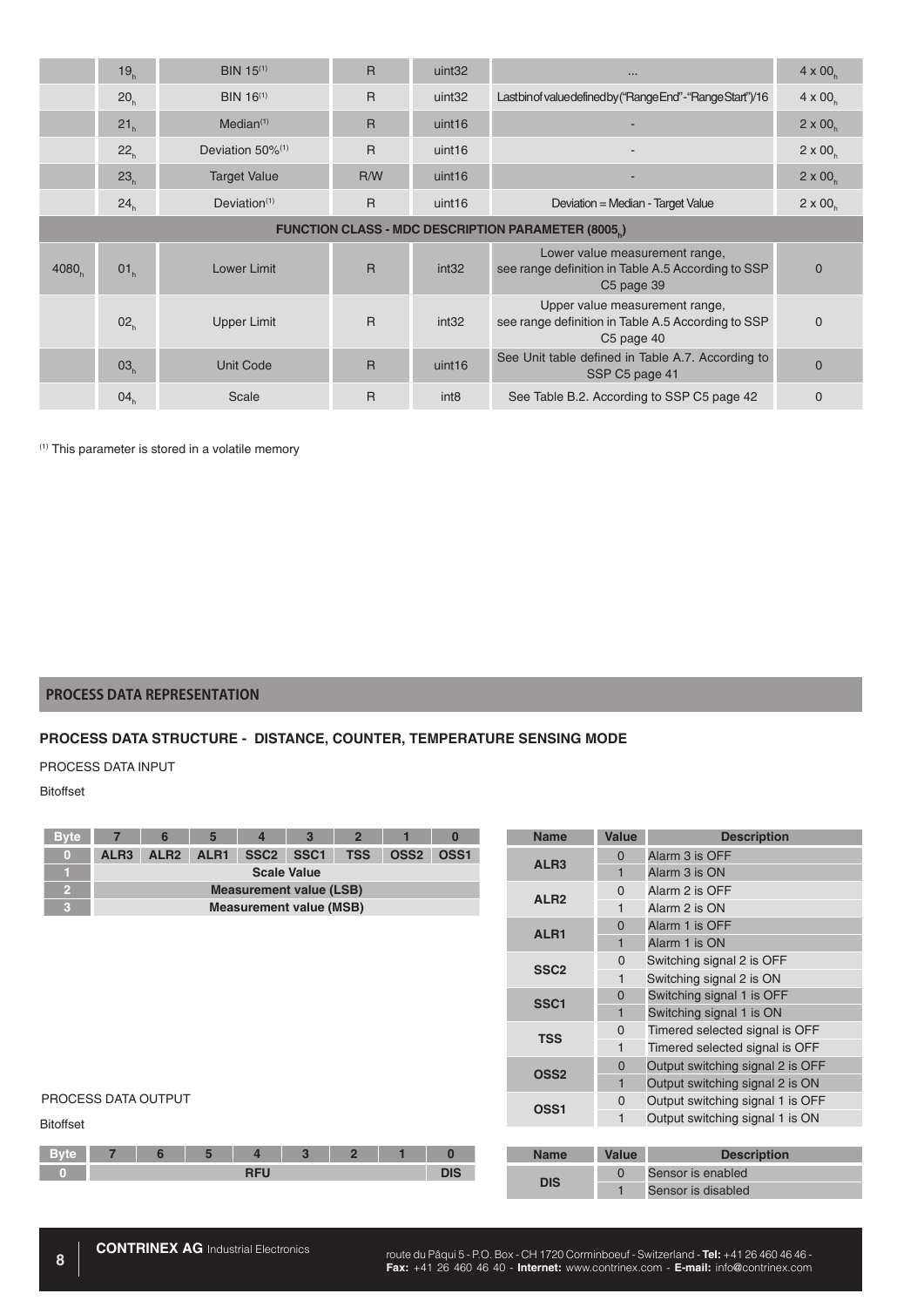| | | | | | | |
|---|---|---|---|---|---|---|
| | $19_h$ | BIN 15[1] | R | uint32 | ... | $4 \times 00_h$ |
| | $20_h$ | BIN 16[1] | R | uint32 | Last bin of value defined by ("Range End" - "Range Start")/16 | $4 \times 00_h$ |
| | $21_h$ | Median[1] | R | uint16 | - | $2 \times 00_h$ |
| | $22_h$ | Deviation 50%[1] | R | uint16 | - | $2 \times 00_h$ |
| | $23_h$ | Target Value | R/W | uint16 | - | $2 \times 00_h$ |
| | $24_h$ | Deviation[1] | R | uint16 | Deviation = Median - Target Value | $2 \times 00_h$ |
| **FUNCTION CLASS - MDC DESCRIPTION PARAMETER ($8005_h$)** | | | | | | |
| $4080_h$ | $01_h$ | Lower Limit | R | int32 | Lower value measurement range, see range definition in Table A.5 According to SSP C5 page 39 | 0 |
| | $02_h$ | Upper Limit | R | int32 | Upper value measurement range, see range definition in Table A.5 According to SSP C5 page 40 | 0 |
| | $03_h$ | Unit Code | R | uint16 | See Unit table defined in Table A.7. According to SSP C5 page 41 | 0 |
| | $04_h$ | Scale | R | int8 | See Table B.2. According to SSP C5 page 42 | 0 |

[1] This parameter is stored in a volatile memory

## PROCESS DATA REPRESENTATION

### PROCESS DATA STRUCTURE - DISTANCE, COUNTER, TEMPERATURE SENSING MODE

PROCESS DATA INPUT

Bitoffset

| Byte | 7 | 6 | 5 | 4 | 3 | 2 | 1 | 0 |
|---|---|---|---|---|---|---|---|---|
| 0 | ALR3 | ALR2 | ALR1 | SSC2 | SSC1 | TSS | OSS2 | OSS1 |
| 1 | Scale Value | | | | | | | |
| 2 | Measurement value (LSB) | | | | | | | |
| 3 | Measurement value (MSB) | | | | | | | |

| Name | Value | Description |
|---|---|---|
| ALR3 | 0 | Alarm 3 is OFF |
| | 1 | Alarm 3 is ON |
| ALR2 | 0 | Alarm 2 is OFF |
| | 1 | Alarm 2 is ON |
| ALR1 | 0 | Alarm 1 is OFF |
| | 1 | Alarm 1 is ON |
| SSC2 | 0 | Switching signal 2 is OFF |
| | 1 | Switching signal 2 is ON |
| SSC1 | 0 | Switching signal 1 is OFF |
| | 1 | Switching signal 1 is ON |
| TSS | 0 | Timered selected signal is OFF |
| | 1 | Timered selected signal is OFF |
| OSS2 | 0 | Output switching signal 2 is OFF |
| | 1 | Output switching signal 2 is ON |
| OSS1 | 0 | Output switching signal 1 is OFF |
| | 1 | Output switching signal 1 is ON |

PROCESS DATA OUTPUT

Bitoffset

| Byte | 7 | 6 | 5 | 4 | 3 | 2 | 1 | 0 |
|---|---|---|---|---|---|---|---|---|
| 0 | RFU | | | | | | | DIS |

| Name | Value | Description |
|---|---|---|
| DIS | 0 | Sensor is enabled |
| | 1 | Sensor is disabled |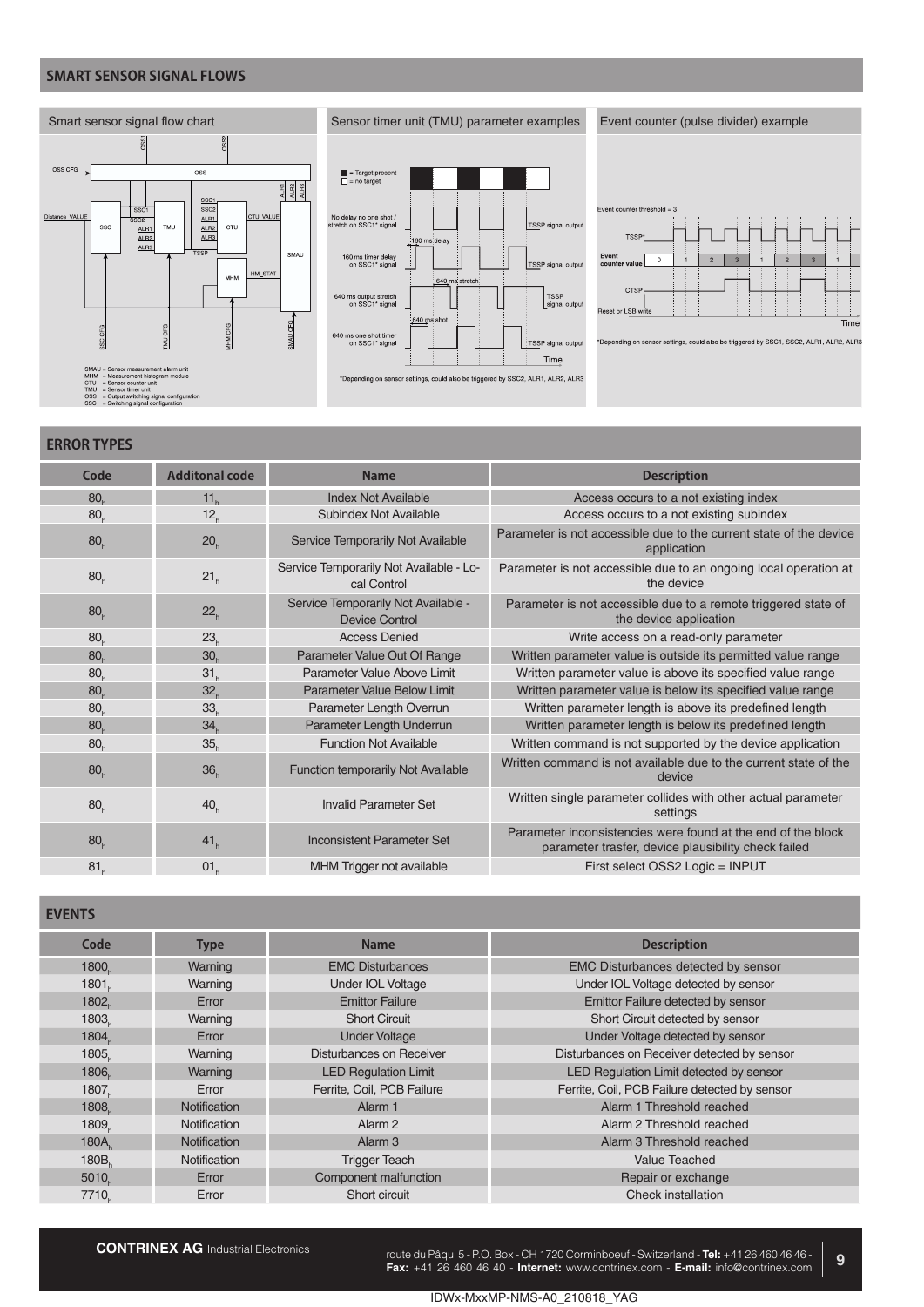## SMART SENSOR SIGNAL FLOWS

Smart sensor signal flow chart

OSS1
OSS2
OSS CFG
OSS
Distance_VALUE
SSC
SSC1
SSC2
ALR1
ALR2
ALR3
TMU
SSC1
SSC2
ALR1
ALR2
ALR3
CTU
CTU_VALUE
ALR1
ALR2
ALR3
TSSP
SMAU
MHM
HM_STAT
SSC CFG
TMU CFG
MHM CFG
SMAU CFG

SMAU = Sensor measurement alarm unit
MHM = Measurement histogram module
CTU = Sensor counter unit
TMU = Sensor timer unit
OSS = Output switching signal configuration
SSC = Switching signal configuration

Sensor timer unit (TMU) parameter examples

■ = Target present
□ = no target

No delay no one shot / stretch on SSC1* signal
TSSP signal output
160 ms delay
160 ms timer delay on SSC1* signal
TSSP signal output
640 ms stretch
640 ms output stretch on SSC1* signal
TSSP signal output
640 ms shot
640 ms one shot timer on SSC1* signal
TSSP signal output
Time

*Depending on sensor settings, could also be triggered by SSC2, ALR1, ALR2, ALR3

Event counter (pulse divider) example

Event counter threshold = 3
TSSP*
Event counter value
0 1 2 3 1 2 3 1
CTSP
Reset or LSB write
Time

*Depending on sensor settings, could also be triggered by SSC1, SSC2, ALR1, ALR2, ALR3

## ERROR TYPES

| Code | Additonal code | Name | Description |
|---|---|---|---|
| $80_h$ | $11_h$ | Index Not Available | Access occurs to a not existing index |
| $80_h$ | $12_h$ | Subindex Not Available | Access occurs to a not existing subindex |
| $80_h$ | $20_h$ | Service Temporarily Not Available | Parameter is not accessible due to the current state of the device application |
| $80_h$ | $21_h$ | Service Temporarily Not Available - Local Control | Parameter is not accessible due to an ongoing local operation at the device |
| $80_h$ | $22_h$ | Service Temporarily Not Available - Device Control | Parameter is not accessible due to a remote triggered state of the device application |
| $80_h$ | $23_h$ | Access Denied | Write access on a read-only parameter |
| $80_h$ | $30_h$ | Parameter Value Out Of Range | Written parameter value is outside its permitted value range |
| $80_h$ | $31_h$ | Parameter Value Above Limit | Written parameter value is above its specified value range |
| $80_h$ | $32_h$ | Parameter Value Below Limit | Written parameter value is below its specified value range |
| $80_h$ | $33_h$ | Parameter Length Overrun | Written parameter length is above its predefined length |
| $80_h$ | $34_h$ | Parameter Length Underrun | Written parameter length is below its predefined length |
| $80_h$ | $35_h$ | Function Not Available | Written command is not supported by the device application |
| $80_h$ | $36_h$ | Function temporarily Not Available | Written command is not available due to the current state of the device |
| $80_h$ | $40_h$ | Invalid Parameter Set | Written single parameter collides with other actual parameter settings |
| $80_h$ | $41_h$ | Inconsistent Parameter Set | Parameter inconsistencies were found at the end of the block parameter trasfer, device plausibility check failed |
| $81_h$ | $01_h$ | MHM Trigger not available | First select OSS2 Logic = INPUT |

## EVENTS

| Code | Type | Name | Description |
|---|---|---|---|
| $1800_h$ | Warning | EMC Disturbances | EMC Disturbances detected by sensor |
| $1801_h$ | Warning | Under IOL Voltage | Under IOL Voltage detected by sensor |
| $1802_h$ | Error | Emittor Failure | Emittor Failure detected by sensor |
| $1803_h$ | Warning | Short Circuit | Short Circuit detected by sensor |
| $1804_h$ | Error | Under Voltage | Under Voltage detected by sensor |
| $1805_h$ | Warning | Disturbances on Receiver | Disturbances on Receiver detected by sensor |
| $1806_h$ | Warning | LED Regulation Limit | LED Regulation Limit detected by sensor |
| $1807_h$ | Error | Ferrite, Coil, PCB Failure | Ferrite, Coil, PCB Failure detected by sensor |
| $1808_h$ | Notification | Alarm 1 | Alarm 1 Threshold reached |
| $1809_h$ | Notification | Alarm 2 | Alarm 2 Threshold reached |
| $180A_h$ | Notification | Alarm 3 | Alarm 3 Threshold reached |
| $180B_h$ | Notification | Trigger Teach | Value Teached |
| $5010_h$ | Error | Component malfunction | Repair or exchange |
| $7710_h$ | Error | Short circuit | Check installation |

**CONTRINEX AG** Industrial Electronics

route du Pâqui 5 - P.O. Box - CH 1720 Corminboeuf - Switzerland - **Tel:** +41 26 460 46 46 - **Fax:** +41 26 460 46 40 - **Internet:** www.contrinex.com - **E-mail:** info@contrinex.com

IDWx-MxxMP-NMS-A0_210818_YAG